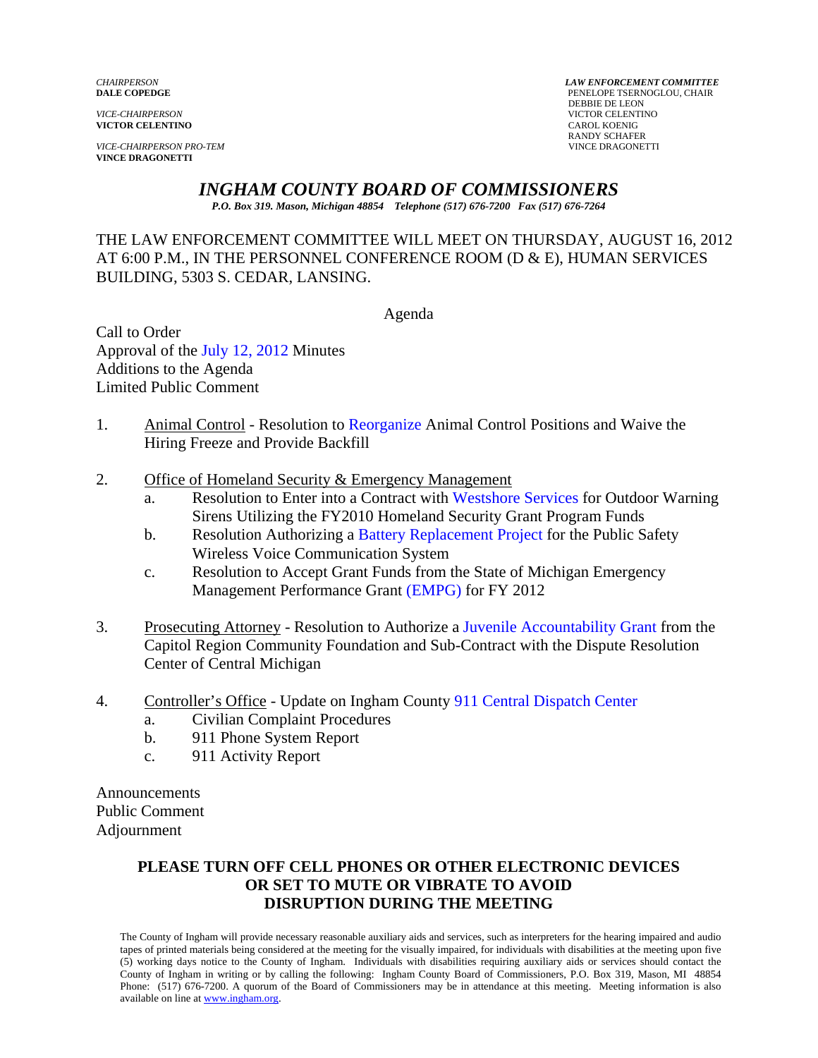*CHAIRPERSON*
**DALE COPEDGE**

*VICE-CHAIRPERSON*
**VICTOR CELENTINO**

*VICE-CHAIRPERSON PRO-TEM*
**VINCE DRAGONETTI**

***LAW ENFORCEMENT COMMITTEE***
PENELOPE TSERNOGLOU, CHAIR
DEBBIE DE LEON
VICTOR CELENTINO
CAROL KOENIG
RANDY SCHAFER
VINCE DRAGONETTI

# *INGHAM COUNTY BOARD OF COMMISSIONERS*

***P.O. Box 319. Mason, Michigan 48854 Telephone (517) 676-7200 Fax (517) 676-7264***

THE LAW ENFORCEMENT COMMITTEE WILL MEET ON THURSDAY, AUGUST 16, 2012 AT 6:00 P.M., IN THE PERSONNEL CONFERENCE ROOM (D & E), HUMAN SERVICES BUILDING, 5303 S. CEDAR, LANSING.

Agenda

Call to Order
Approval of the July 12, 2012 Minutes
Additions to the Agenda
Limited Public Comment

1. Animal Control - Resolution to Reorganize Animal Control Positions and Waive the Hiring Freeze and Provide Backfill

2. Office of Homeland Security & Emergency Management
   a. Resolution to Enter into a Contract with Westshore Services for Outdoor Warning Sirens Utilizing the FY2010 Homeland Security Grant Program Funds
   b. Resolution Authorizing a Battery Replacement Project for the Public Safety Wireless Voice Communication System
   c. Resolution to Accept Grant Funds from the State of Michigan Emergency Management Performance Grant (EMPG) for FY 2012

3. Prosecuting Attorney - Resolution to Authorize a Juvenile Accountability Grant from the Capitol Region Community Foundation and Sub-Contract with the Dispute Resolution Center of Central Michigan

4. Controller's Office - Update on Ingham County 911 Central Dispatch Center
   a. Civilian Complaint Procedures
   b. 911 Phone System Report
   c. 911 Activity Report

Announcements
Public Comment
Adjournment

**PLEASE TURN OFF CELL PHONES OR OTHER ELECTRONIC DEVICES OR SET TO MUTE OR VIBRATE TO AVOID DISRUPTION DURING THE MEETING**

The County of Ingham will provide necessary reasonable auxiliary aids and services, such as interpreters for the hearing impaired and audio tapes of printed materials being considered at the meeting for the visually impaired, for individuals with disabilities at the meeting upon five (5) working days notice to the County of Ingham. Individuals with disabilities requiring auxiliary aids or services should contact the County of Ingham in writing or by calling the following: Ingham County Board of Commissioners, P.O. Box 319, Mason, MI 48854 Phone: (517) 676-7200. A quorum of the Board of Commissioners may be in attendance at this meeting. Meeting information is also available on line at www.ingham.org.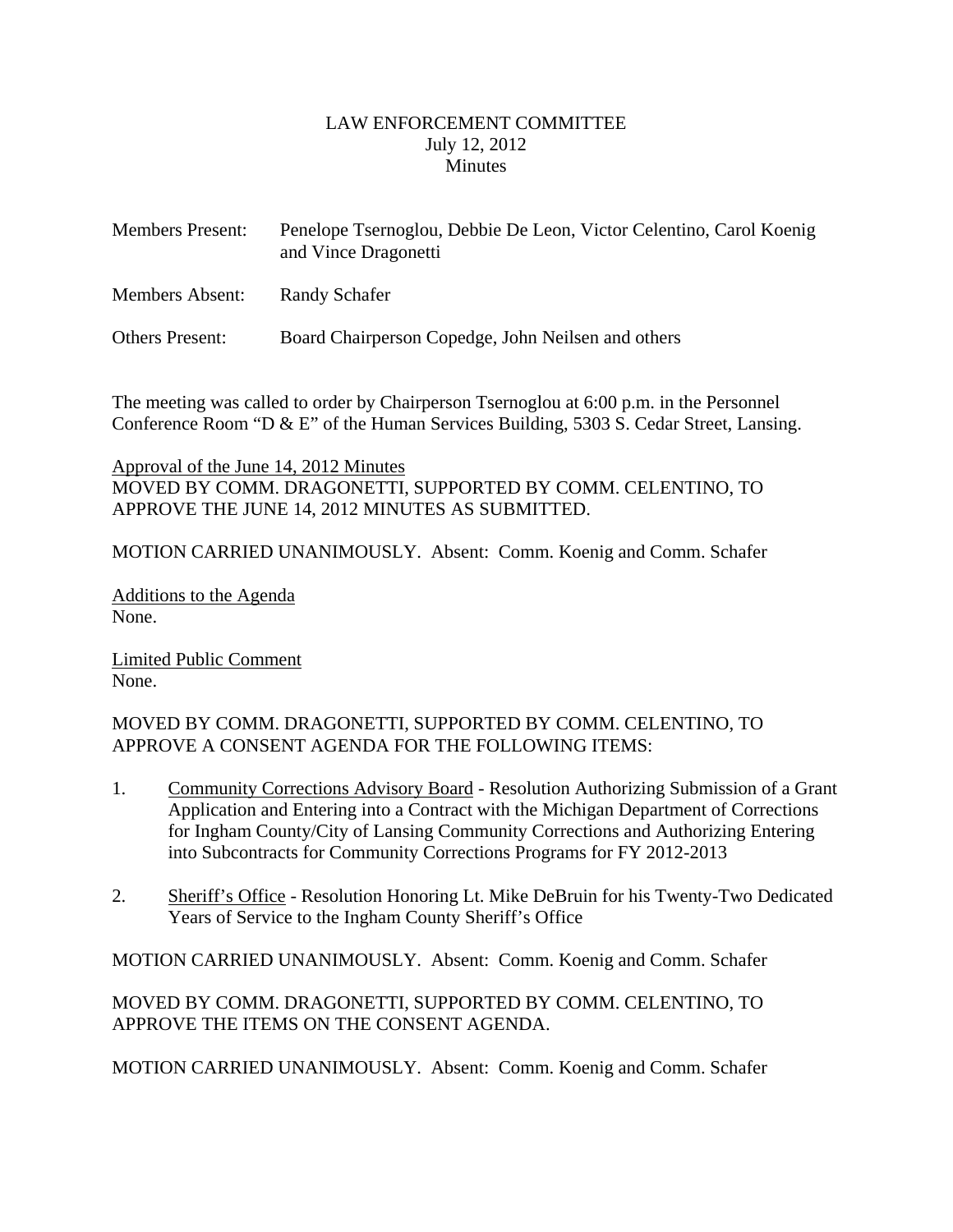LAW ENFORCEMENT COMMITTEE
July 12, 2012
Minutes

Members Present: Penelope Tsernoglou, Debbie De Leon, Victor Celentino, Carol Koenig and Vince Dragonetti

Members Absent: Randy Schafer

Others Present: Board Chairperson Copedge, John Neilsen and others

The meeting was called to order by Chairperson Tsernoglou at 6:00 p.m. in the Personnel Conference Room "D & E" of the Human Services Building, 5303 S. Cedar Street, Lansing.

Approval of the June 14, 2012 Minutes
MOVED BY COMM. DRAGONETTI, SUPPORTED BY COMM. CELENTINO, TO APPROVE THE JUNE 14, 2012 MINUTES AS SUBMITTED.

MOTION CARRIED UNANIMOUSLY. Absent: Comm. Koenig and Comm. Schafer

Additions to the Agenda
None.

Limited Public Comment
None.

MOVED BY COMM. DRAGONETTI, SUPPORTED BY COMM. CELENTINO, TO APPROVE A CONSENT AGENDA FOR THE FOLLOWING ITEMS:

1. Community Corrections Advisory Board - Resolution Authorizing Submission of a Grant Application and Entering into a Contract with the Michigan Department of Corrections for Ingham County/City of Lansing Community Corrections and Authorizing Entering into Subcontracts for Community Corrections Programs for FY 2012-2013

2. Sheriff's Office - Resolution Honoring Lt. Mike DeBruin for his Twenty-Two Dedicated Years of Service to the Ingham County Sheriff's Office

MOTION CARRIED UNANIMOUSLY. Absent: Comm. Koenig and Comm. Schafer

MOVED BY COMM. DRAGONETTI, SUPPORTED BY COMM. CELENTINO, TO APPROVE THE ITEMS ON THE CONSENT AGENDA.

MOTION CARRIED UNANIMOUSLY. Absent: Comm. Koenig and Comm. Schafer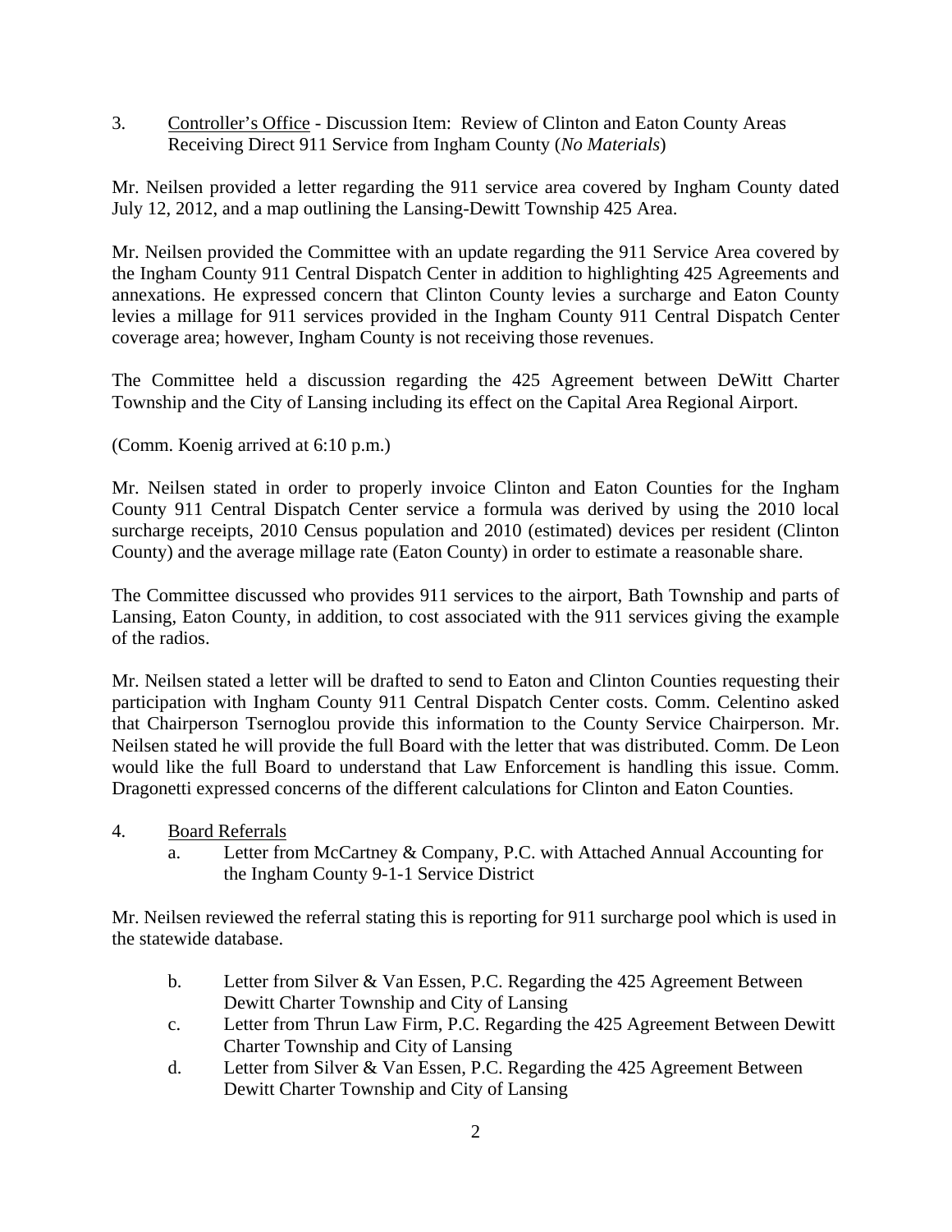3. <u>Controller's Office</u> - Discussion Item: Review of Clinton and Eaton County Areas Receiving Direct 911 Service from Ingham County (*No Materials*)

Mr. Neilsen provided a letter regarding the 911 service area covered by Ingham County dated July 12, 2012, and a map outlining the Lansing-Dewitt Township 425 Area.

Mr. Neilsen provided the Committee with an update regarding the 911 Service Area covered by the Ingham County 911 Central Dispatch Center in addition to highlighting 425 Agreements and annexations. He expressed concern that Clinton County levies a surcharge and Eaton County levies a millage for 911 services provided in the Ingham County 911 Central Dispatch Center coverage area; however, Ingham County is not receiving those revenues.

The Committee held a discussion regarding the 425 Agreement between DeWitt Charter Township and the City of Lansing including its effect on the Capital Area Regional Airport.

(Comm. Koenig arrived at 6:10 p.m.)

Mr. Neilsen stated in order to properly invoice Clinton and Eaton Counties for the Ingham County 911 Central Dispatch Center service a formula was derived by using the 2010 local surcharge receipts, 2010 Census population and 2010 (estimated) devices per resident (Clinton County) and the average millage rate (Eaton County) in order to estimate a reasonable share.

The Committee discussed who provides 911 services to the airport, Bath Township and parts of Lansing, Eaton County, in addition, to cost associated with the 911 services giving the example of the radios.

Mr. Neilsen stated a letter will be drafted to send to Eaton and Clinton Counties requesting their participation with Ingham County 911 Central Dispatch Center costs. Comm. Celentino asked that Chairperson Tsernoglou provide this information to the County Service Chairperson. Mr. Neilsen stated he will provide the full Board with the letter that was distributed. Comm. De Leon would like the full Board to understand that Law Enforcement is handling this issue. Comm. Dragonetti expressed concerns of the different calculations for Clinton and Eaton Counties.

4. <u>Board Referrals</u>
   a. Letter from McCartney & Company, P.C. with Attached Annual Accounting for the Ingham County 9-1-1 Service District

Mr. Neilsen reviewed the referral stating this is reporting for 911 surcharge pool which is used in the statewide database.

   b. Letter from Silver & Van Essen, P.C. Regarding the 425 Agreement Between Dewitt Charter Township and City of Lansing
   c. Letter from Thrun Law Firm, P.C. Regarding the 425 Agreement Between Dewitt Charter Township and City of Lansing
   d. Letter from Silver & Van Essen, P.C. Regarding the 425 Agreement Between Dewitt Charter Township and City of Lansing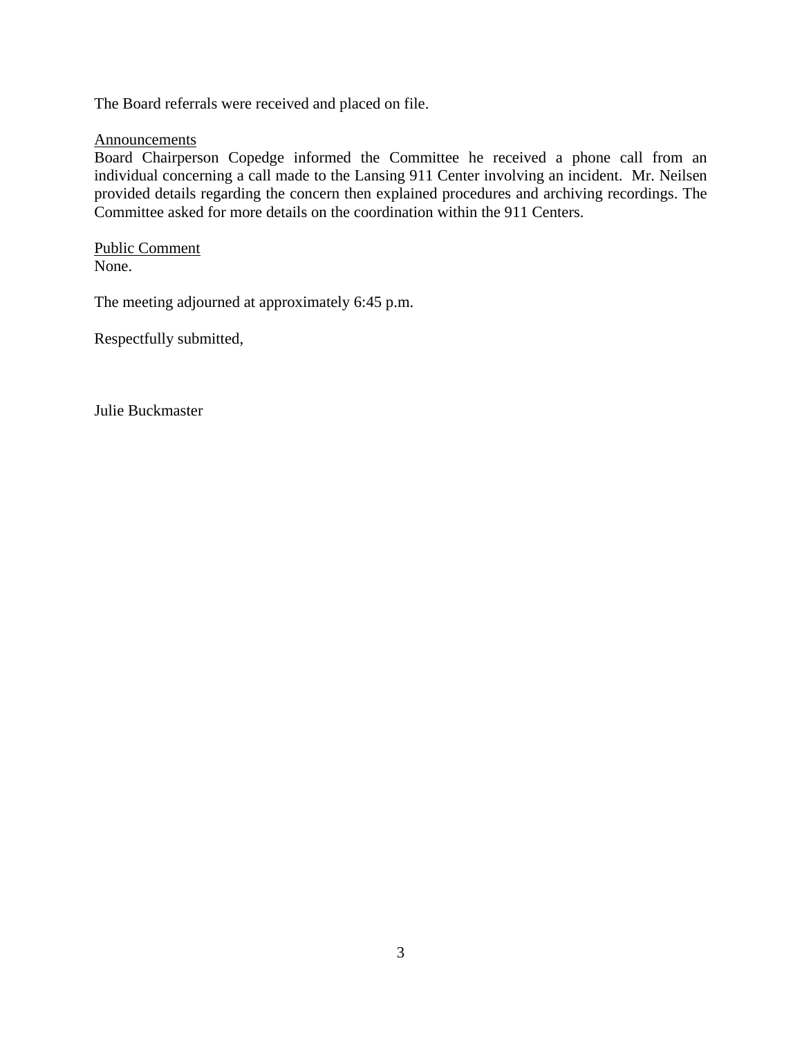The Board referrals were received and placed on file.

Announcements

Board Chairperson Copedge informed the Committee he received a phone call from an individual concerning a call made to the Lansing 911 Center involving an incident. Mr. Neilsen provided details regarding the concern then explained procedures and archiving recordings. The Committee asked for more details on the coordination within the 911 Centers.

Public Comment

None.

The meeting adjourned at approximately 6:45 p.m.

Respectfully submitted,

Julie Buckmaster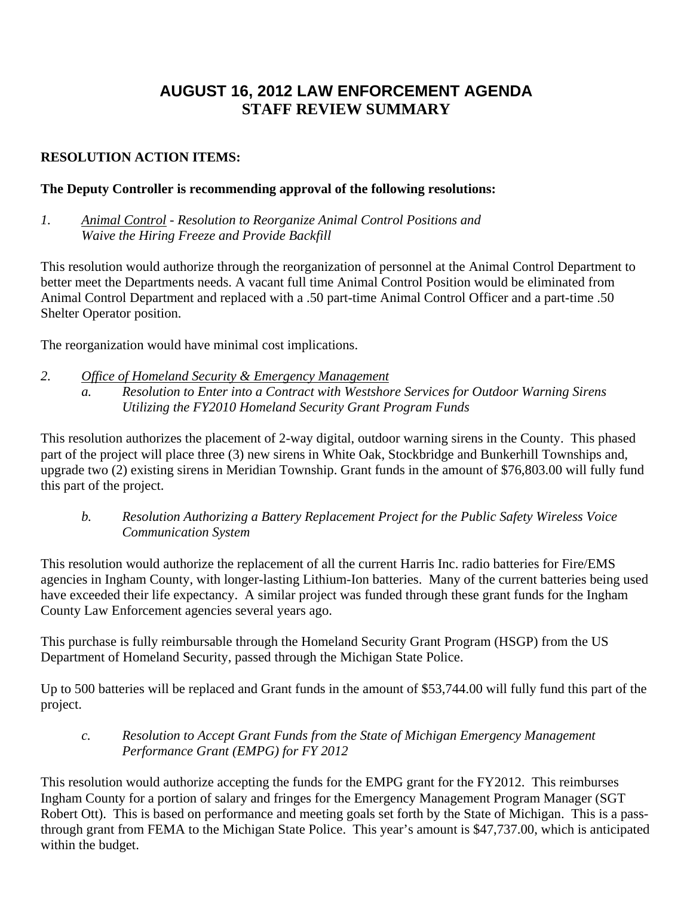# AUGUST 16, 2012 LAW ENFORCEMENT AGENDA
# STAFF REVIEW SUMMARY

**RESOLUTION ACTION ITEMS:**

**The Deputy Controller is recommending approval of the following resolutions:**

*1.* *<u>Animal Control</u> - Resolution to Reorganize Animal Control Positions and Waive the Hiring Freeze and Provide Backfill*

This resolution would authorize through the reorganization of personnel at the Animal Control Department to better meet the Departments needs. A vacant full time Animal Control Position would be eliminated from Animal Control Department and replaced with a .50 part-time Animal Control Officer and a part-time .50 Shelter Operator position.

The reorganization would have minimal cost implications.

*2.* *<u>Office of Homeland Security & Emergency Management</u>*

*a.* *Resolution to Enter into a Contract with Westshore Services for Outdoor Warning Sirens Utilizing the FY2010 Homeland Security Grant Program Funds*

This resolution authorizes the placement of 2-way digital, outdoor warning sirens in the County. This phased part of the project will place three (3) new sirens in White Oak, Stockbridge and Bunkerhill Townships and, upgrade two (2) existing sirens in Meridian Township. Grant funds in the amount of $76,803.00 will fully fund this part of the project.

*b.* *Resolution Authorizing a Battery Replacement Project for the Public Safety Wireless Voice Communication System*

This resolution would authorize the replacement of all the current Harris Inc. radio batteries for Fire/EMS agencies in Ingham County, with longer-lasting Lithium-Ion batteries. Many of the current batteries being used have exceeded their life expectancy. A similar project was funded through these grant funds for the Ingham County Law Enforcement agencies several years ago.

This purchase is fully reimbursable through the Homeland Security Grant Program (HSGP) from the US Department of Homeland Security, passed through the Michigan State Police.

Up to 500 batteries will be replaced and Grant funds in the amount of $53,744.00 will fully fund this part of the project.

*c.* *Resolution to Accept Grant Funds from the State of Michigan Emergency Management Performance Grant (EMPG) for FY 2012*

This resolution would authorize accepting the funds for the EMPG grant for the FY2012. This reimburses Ingham County for a portion of salary and fringes for the Emergency Management Program Manager (SGT Robert Ott). This is based on performance and meeting goals set forth by the State of Michigan. This is a pass-through grant from FEMA to the Michigan State Police. This year's amount is $47,737.00, which is anticipated within the budget.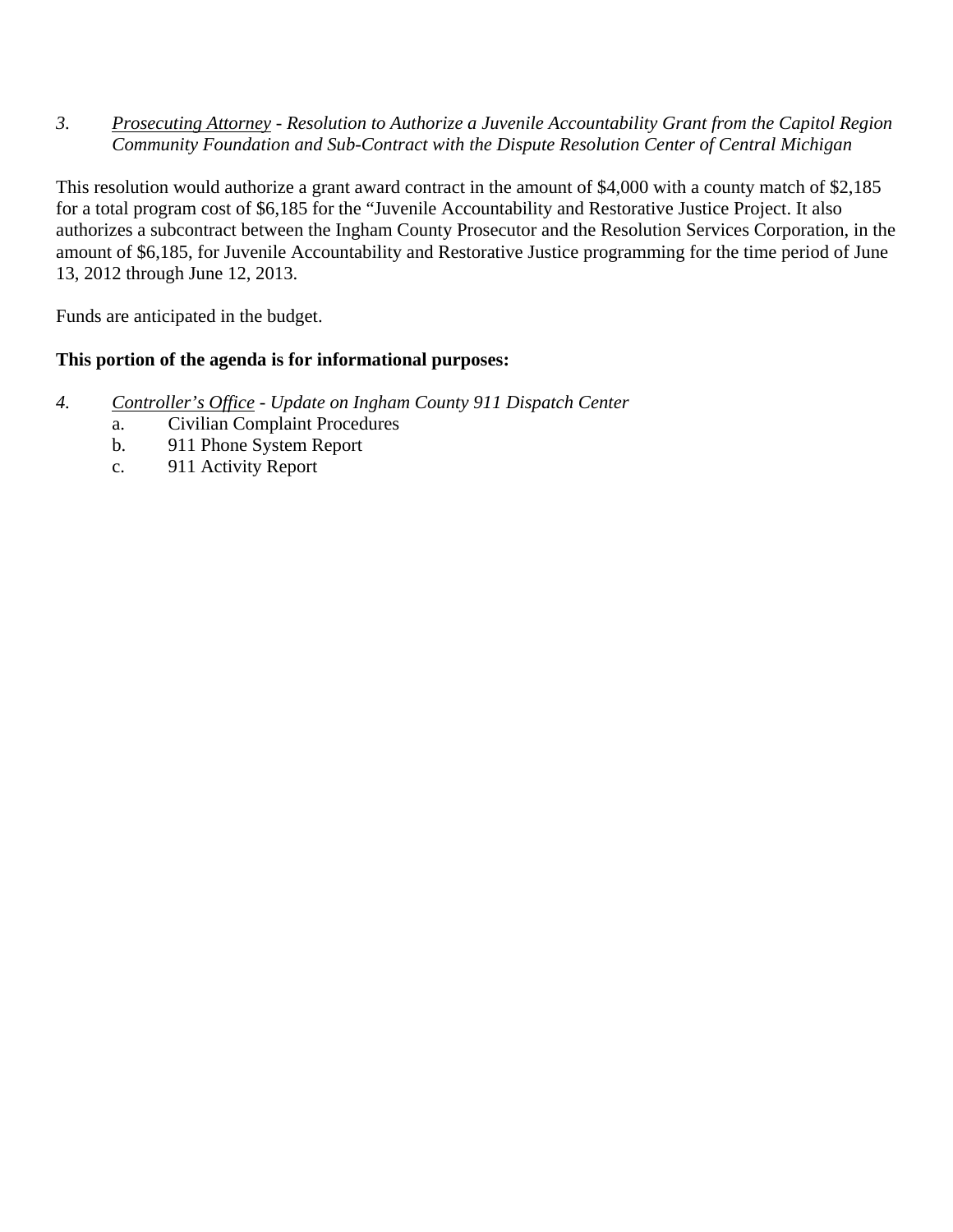*3.* *Prosecuting Attorney - Resolution to Authorize a Juvenile Accountability Grant from the Capitol Region Community Foundation and Sub-Contract with the Dispute Resolution Center of Central Michigan*

This resolution would authorize a grant award contract in the amount of $4,000 with a county match of $2,185 for a total program cost of $6,185 for the "Juvenile Accountability and Restorative Justice Project. It also authorizes a subcontract between the Ingham County Prosecutor and the Resolution Services Corporation, in the amount of $6,185, for Juvenile Accountability and Restorative Justice programming for the time period of June 13, 2012 through June 12, 2013.

Funds are anticipated in the budget.

**This portion of the agenda is for informational purposes:**

*4.* *Controller's Office - Update on Ingham County 911 Dispatch Center*

a. Civilian Complaint Procedures
b. 911 Phone System Report
c. 911 Activity Report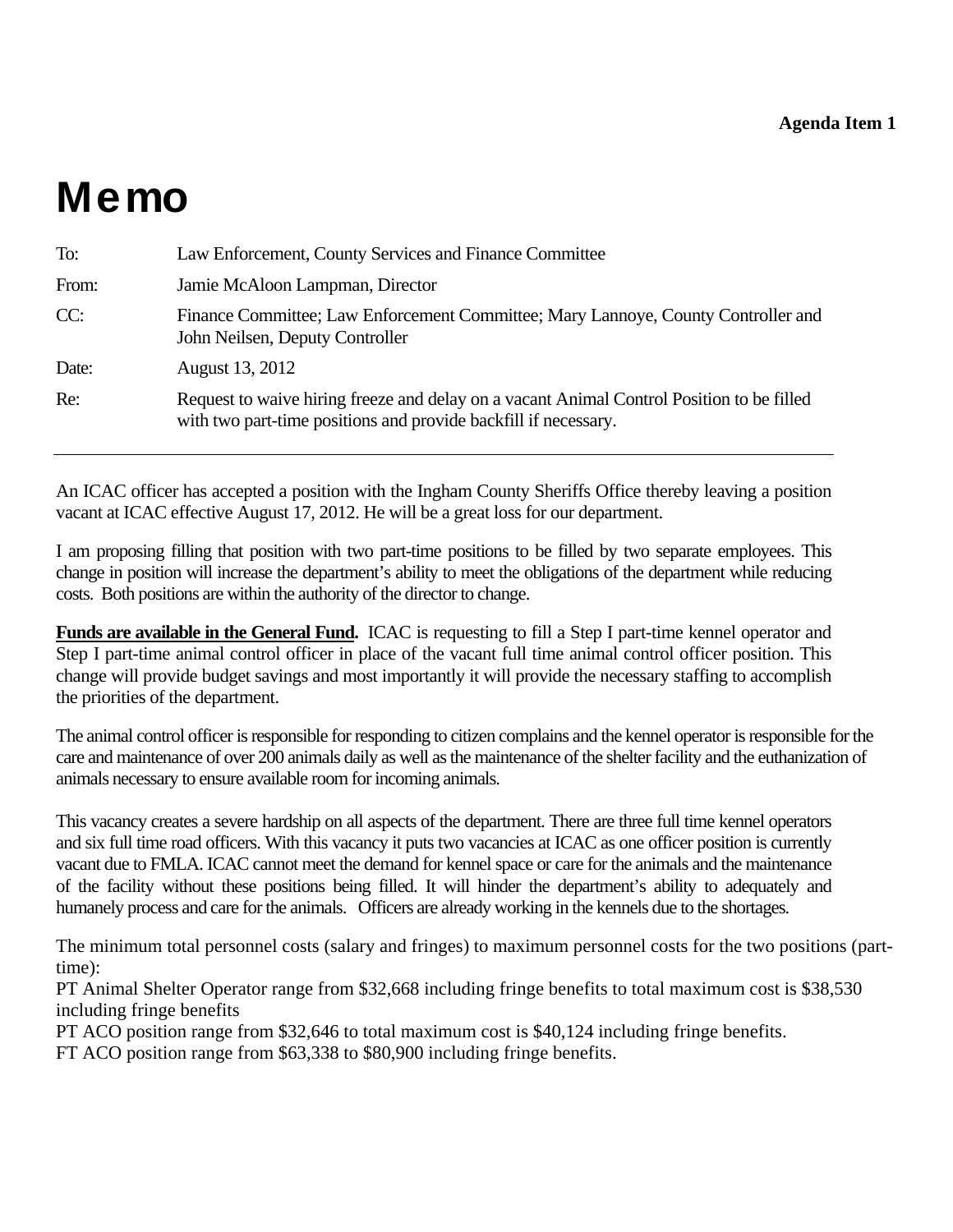**Agenda Item 1**

# Memo

| | |
|---|---|
| To: | Law Enforcement, County Services and Finance Committee |
| From: | Jamie McAloon Lampman, Director |
| CC: | Finance Committee; Law Enforcement Committee; Mary Lannoye, County Controller and John Neilsen, Deputy Controller |
| Date: | August 13, 2012 |
| Re: | Request to waive hiring freeze and delay on a vacant Animal Control Position to be filled with two part-time positions and provide backfill if necessary. |

---

An ICAC officer has accepted a position with the Ingham County Sheriffs Office thereby leaving a position vacant at ICAC effective August 17, 2012. He will be a great loss for our department.

I am proposing filling that position with two part-time positions to be filled by two separate employees. This change in position will increase the department's ability to meet the obligations of the department while reducing costs. Both positions are within the authority of the director to change.

**Funds are available in the General Fund.** ICAC is requesting to fill a Step I part-time kennel operator and Step I part-time animal control officer in place of the vacant full time animal control officer position. This change will provide budget savings and most importantly it will provide the necessary staffing to accomplish the priorities of the department.

The animal control officer is responsible for responding to citizen complains and the kennel operator is responsible for the care and maintenance of over 200 animals daily as well as the maintenance of the shelter facility and the euthanization of animals necessary to ensure available room for incoming animals.

This vacancy creates a severe hardship on all aspects of the department. There are three full time kennel operators and six full time road officers. With this vacancy it puts two vacancies at ICAC as one officer position is currently vacant due to FMLA. ICAC cannot meet the demand for kennel space or care for the animals and the maintenance of the facility without these positions being filled. It will hinder the department's ability to adequately and humanely process and care for the animals. Officers are already working in the kennels due to the shortages.

The minimum total personnel costs (salary and fringes) to maximum personnel costs for the two positions (part-time):
PT Animal Shelter Operator range from $32,668 including fringe benefits to total maximum cost is $38,530 including fringe benefits
PT ACO position range from $32,646 to total maximum cost is $40,124 including fringe benefits.
FT ACO position range from $63,338 to $80,900 including fringe benefits.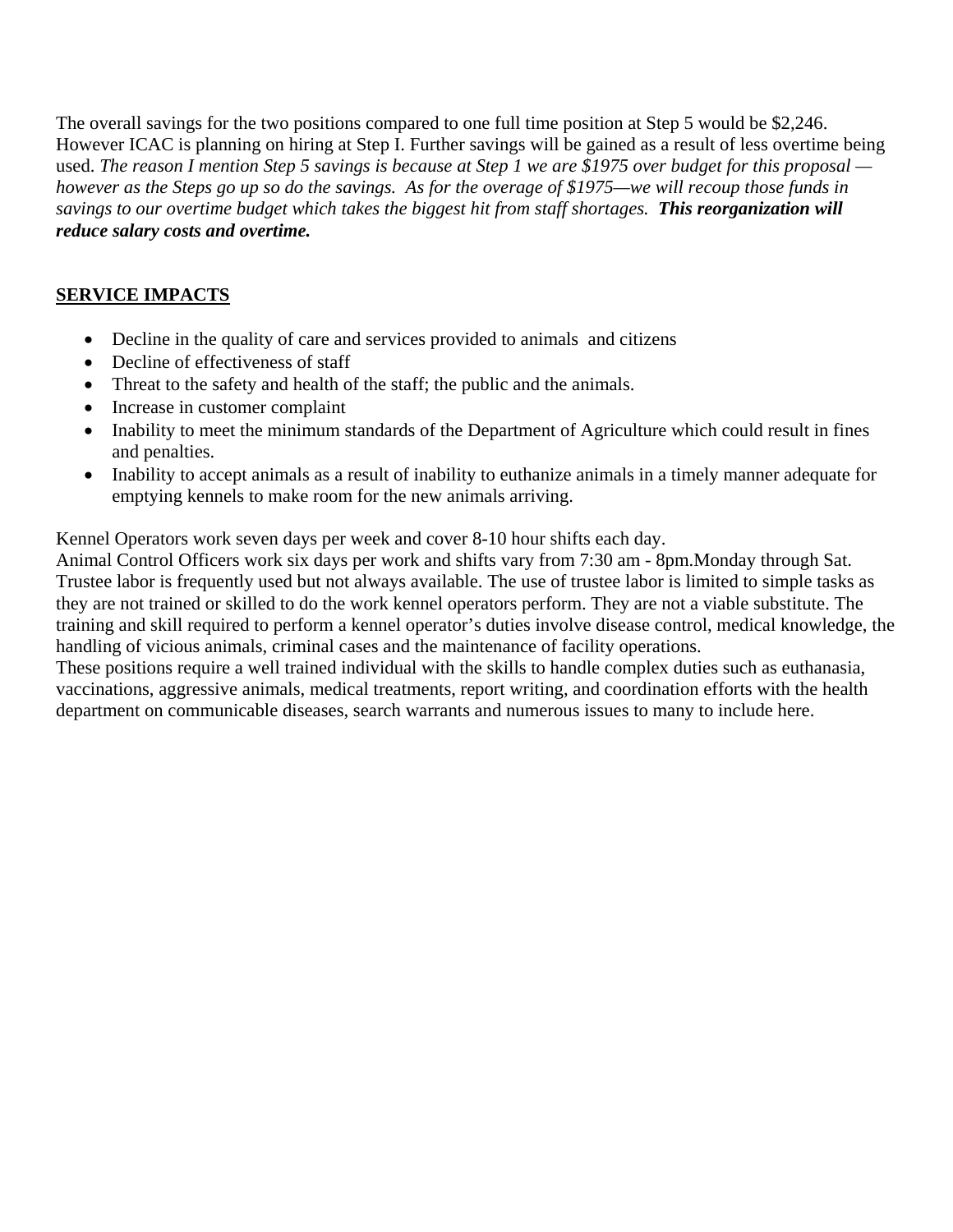The overall savings for the two positions compared to one full time position at Step 5 would be $2,246. However ICAC is planning on hiring at Step I. Further savings will be gained as a result of less overtime being used. *The reason I mention Step 5 savings is because at Step 1 we are $1975 over budget for this proposal — however as the Steps go up so do the savings. As for the overage of $1975—we will recoup those funds in savings to our overtime budget which takes the biggest hit from staff shortages.* ***This reorganization will reduce salary costs and overtime.***

## SERVICE IMPACTS

- Decline in the quality of care and services provided to animals and citizens
- Decline of effectiveness of staff
- Threat to the safety and health of the staff; the public and the animals.
- Increase in customer complaint
- Inability to meet the minimum standards of the Department of Agriculture which could result in fines and penalties.
- Inability to accept animals as a result of inability to euthanize animals in a timely manner adequate for emptying kennels to make room for the new animals arriving.

Kennel Operators work seven days per week and cover 8-10 hour shifts each day.
Animal Control Officers work six days per work and shifts vary from 7:30 am - 8pm.Monday through Sat.
Trustee labor is frequently used but not always available. The use of trustee labor is limited to simple tasks as they are not trained or skilled to do the work kennel operators perform. They are not a viable substitute. The training and skill required to perform a kennel operator's duties involve disease control, medical knowledge, the handling of vicious animals, criminal cases and the maintenance of facility operations.
These positions require a well trained individual with the skills to handle complex duties such as euthanasia, vaccinations, aggressive animals, medical treatments, report writing, and coordination efforts with the health department on communicable diseases, search warrants and numerous issues to many to include here.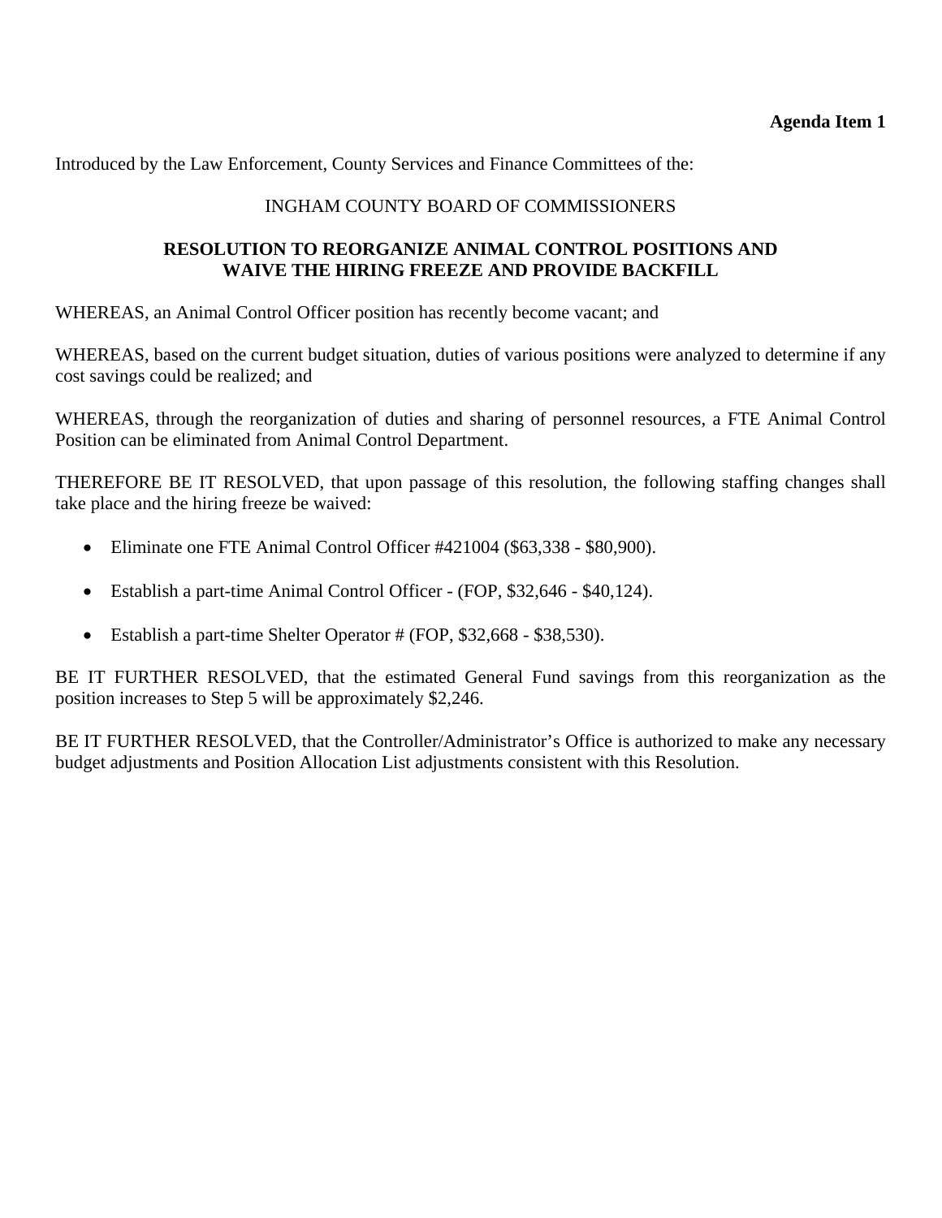**Agenda Item 1**

Introduced by the Law Enforcement, County Services and Finance Committees of the:

INGHAM COUNTY BOARD OF COMMISSIONERS

**RESOLUTION TO REORGANIZE ANIMAL CONTROL POSITIONS AND WAIVE THE HIRING FREEZE AND PROVIDE BACKFILL**

WHEREAS, an Animal Control Officer position has recently become vacant; and

WHEREAS, based on the current budget situation, duties of various positions were analyzed to determine if any cost savings could be realized; and

WHEREAS, through the reorganization of duties and sharing of personnel resources, a FTE Animal Control Position can be eliminated from Animal Control Department.

THEREFORE BE IT RESOLVED, that upon passage of this resolution, the following staffing changes shall take place and the hiring freeze be waived:

- Eliminate one FTE Animal Control Officer #421004 ($63,338 - $80,900).
- Establish a part-time Animal Control Officer - (FOP, $32,646 - $40,124).
- Establish a part-time Shelter Operator # (FOP, $32,668 - $38,530).

BE IT FURTHER RESOLVED, that the estimated General Fund savings from this reorganization as the position increases to Step 5 will be approximately $2,246.

BE IT FURTHER RESOLVED, that the Controller/Administrator's Office is authorized to make any necessary budget adjustments and Position Allocation List adjustments consistent with this Resolution.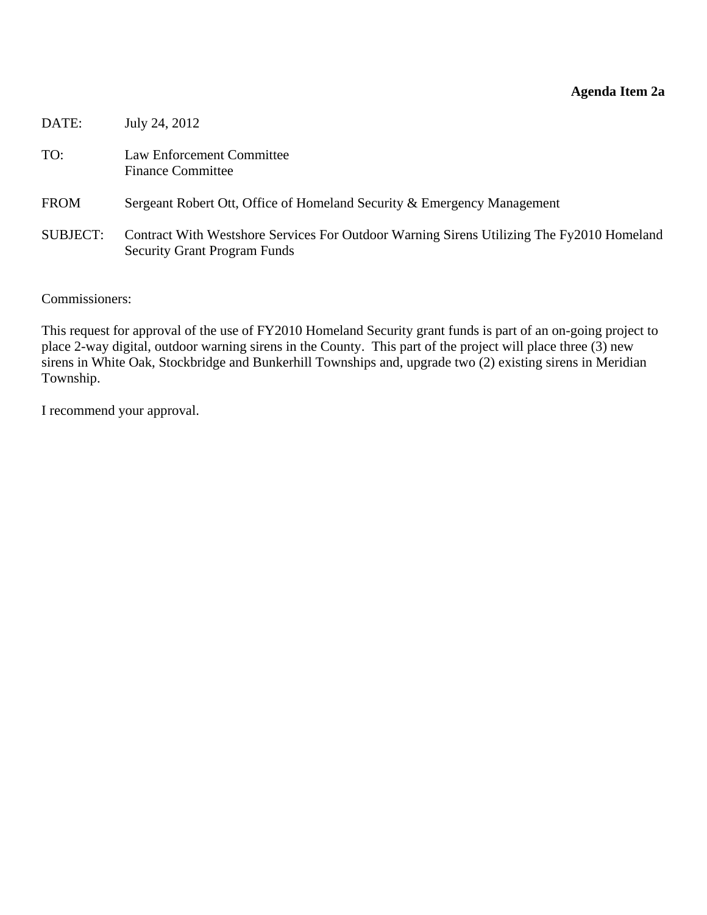**Agenda Item 2a**

DATE: July 24, 2012

TO: Law Enforcement Committee
Finance Committee

FROM Sergeant Robert Ott, Office of Homeland Security & Emergency Management

SUBJECT: Contract With Westshore Services For Outdoor Warning Sirens Utilizing The Fy2010 Homeland Security Grant Program Funds

Commissioners:

This request for approval of the use of FY2010 Homeland Security grant funds is part of an on-going project to place 2-way digital, outdoor warning sirens in the County. This part of the project will place three (3) new sirens in White Oak, Stockbridge and Bunkerhill Townships and, upgrade two (2) existing sirens in Meridian Township.

I recommend your approval.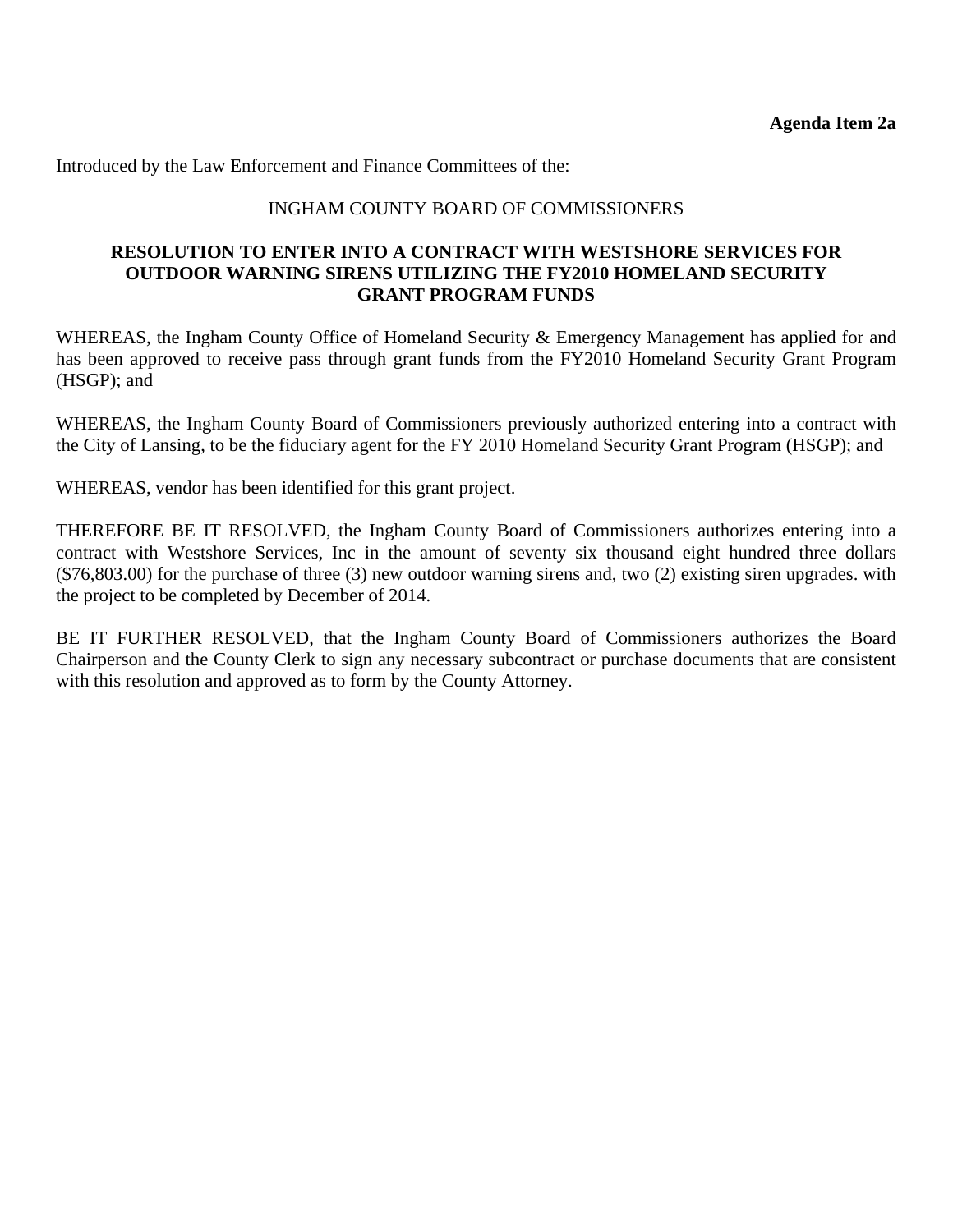**Agenda Item 2a**

Introduced by the Law Enforcement and Finance Committees of the:

INGHAM COUNTY BOARD OF COMMISSIONERS

**RESOLUTION TO ENTER INTO A CONTRACT WITH WESTSHORE SERVICES FOR OUTDOOR WARNING SIRENS UTILIZING THE FY2010 HOMELAND SECURITY GRANT PROGRAM FUNDS**

WHEREAS, the Ingham County Office of Homeland Security & Emergency Management has applied for and has been approved to receive pass through grant funds from the FY2010 Homeland Security Grant Program (HSGP); and

WHEREAS, the Ingham County Board of Commissioners previously authorized entering into a contract with the City of Lansing, to be the fiduciary agent for the FY 2010 Homeland Security Grant Program (HSGP); and

WHEREAS, vendor has been identified for this grant project.

THEREFORE BE IT RESOLVED, the Ingham County Board of Commissioners authorizes entering into a contract with Westshore Services, Inc in the amount of seventy six thousand eight hundred three dollars ($76,803.00) for the purchase of three (3) new outdoor warning sirens and, two (2) existing siren upgrades. with the project to be completed by December of 2014.

BE IT FURTHER RESOLVED, that the Ingham County Board of Commissioners authorizes the Board Chairperson and the County Clerk to sign any necessary subcontract or purchase documents that are consistent with this resolution and approved as to form by the County Attorney.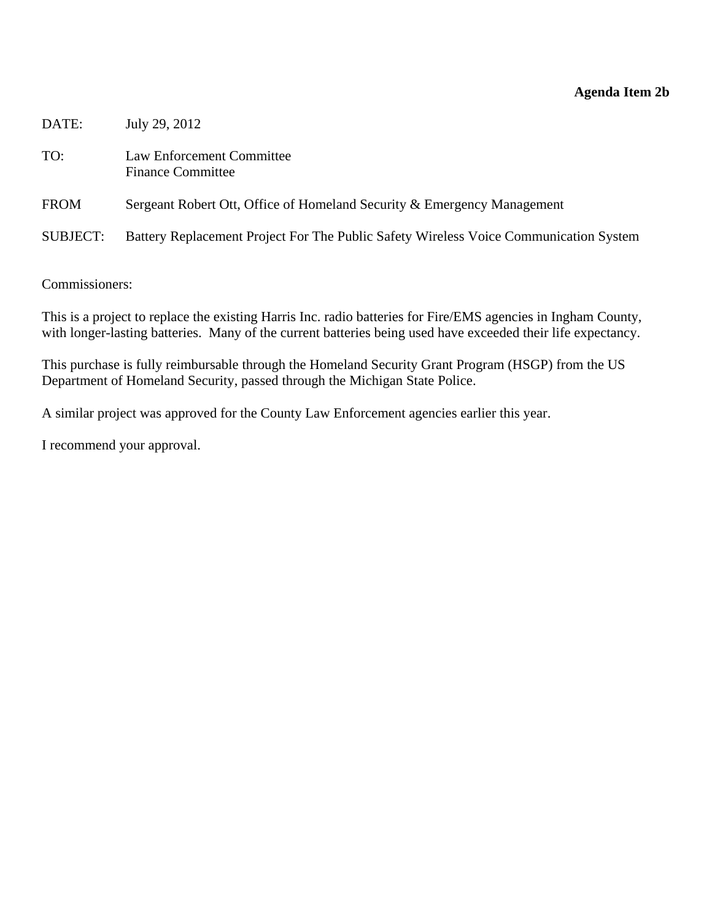**Agenda Item 2b**

DATE: July 29, 2012

TO: Law Enforcement Committee
Finance Committee

FROM Sergeant Robert Ott, Office of Homeland Security & Emergency Management

SUBJECT: Battery Replacement Project For The Public Safety Wireless Voice Communication System

Commissioners:

This is a project to replace the existing Harris Inc. radio batteries for Fire/EMS agencies in Ingham County, with longer-lasting batteries. Many of the current batteries being used have exceeded their life expectancy.

This purchase is fully reimbursable through the Homeland Security Grant Program (HSGP) from the US Department of Homeland Security, passed through the Michigan State Police.

A similar project was approved for the County Law Enforcement agencies earlier this year.

I recommend your approval.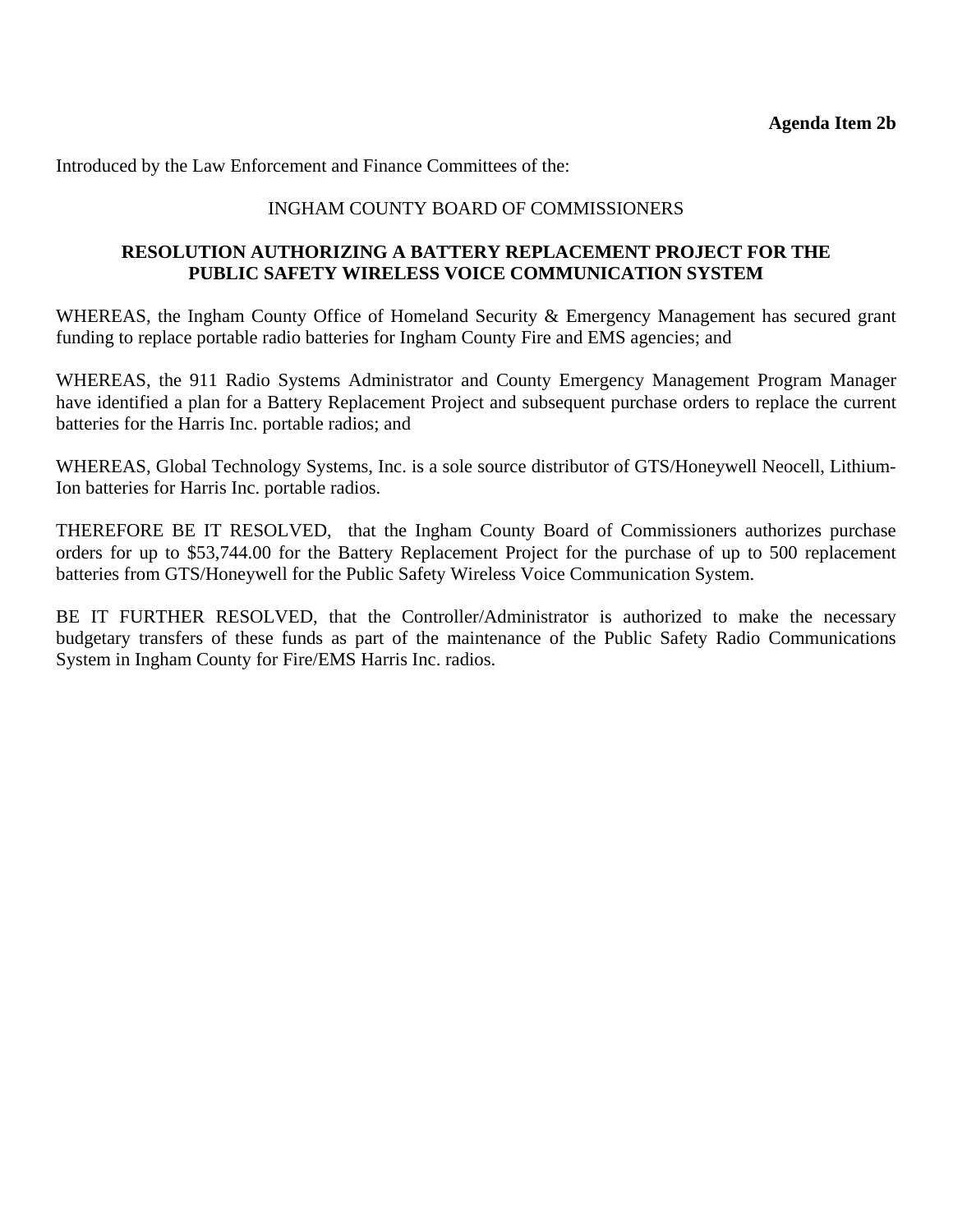**Agenda Item 2b**

Introduced by the Law Enforcement and Finance Committees of the:

INGHAM COUNTY BOARD OF COMMISSIONERS

**RESOLUTION AUTHORIZING A BATTERY REPLACEMENT PROJECT FOR THE PUBLIC SAFETY WIRELESS VOICE COMMUNICATION SYSTEM**

WHEREAS, the Ingham County Office of Homeland Security & Emergency Management has secured grant funding to replace portable radio batteries for Ingham County Fire and EMS agencies; and

WHEREAS, the 911 Radio Systems Administrator and County Emergency Management Program Manager have identified a plan for a Battery Replacement Project and subsequent purchase orders to replace the current batteries for the Harris Inc. portable radios; and

WHEREAS, Global Technology Systems, Inc. is a sole source distributor of GTS/Honeywell Neocell, Lithium-Ion batteries for Harris Inc. portable radios.

THEREFORE BE IT RESOLVED, that the Ingham County Board of Commissioners authorizes purchase orders for up to $53,744.00 for the Battery Replacement Project for the purchase of up to 500 replacement batteries from GTS/Honeywell for the Public Safety Wireless Voice Communication System.

BE IT FURTHER RESOLVED, that the Controller/Administrator is authorized to make the necessary budgetary transfers of these funds as part of the maintenance of the Public Safety Radio Communications System in Ingham County for Fire/EMS Harris Inc. radios.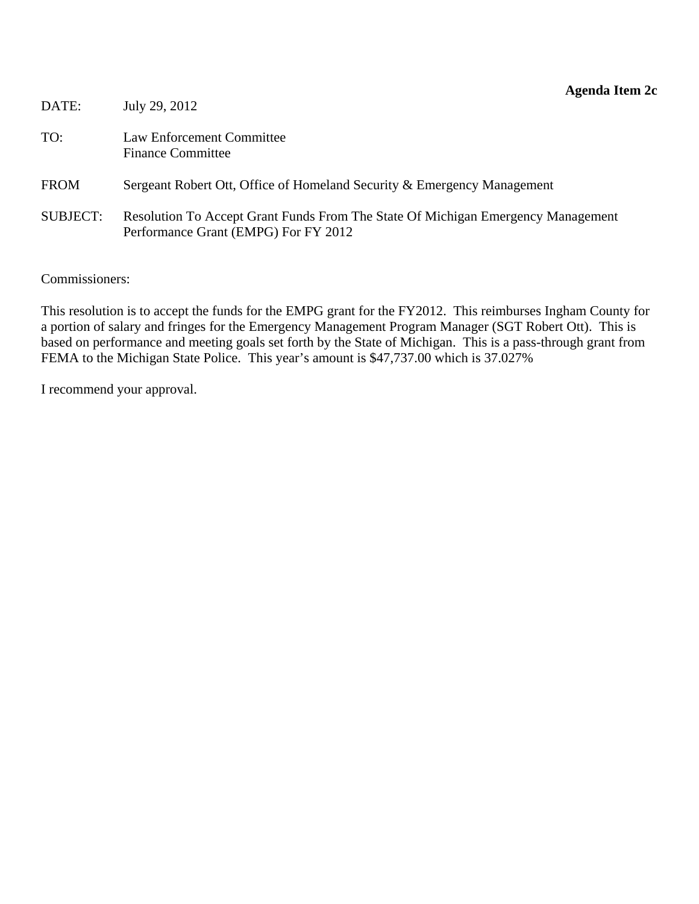**Agenda Item 2c**

DATE: July 29, 2012

TO: Law Enforcement Committee
Finance Committee

FROM Sergeant Robert Ott, Office of Homeland Security & Emergency Management

SUBJECT: Resolution To Accept Grant Funds From The State Of Michigan Emergency Management Performance Grant (EMPG) For FY 2012

Commissioners:

This resolution is to accept the funds for the EMPG grant for the FY2012. This reimburses Ingham County for a portion of salary and fringes for the Emergency Management Program Manager (SGT Robert Ott). This is based on performance and meeting goals set forth by the State of Michigan. This is a pass-through grant from FEMA to the Michigan State Police. This year's amount is $47,737.00 which is 37.027%

I recommend your approval.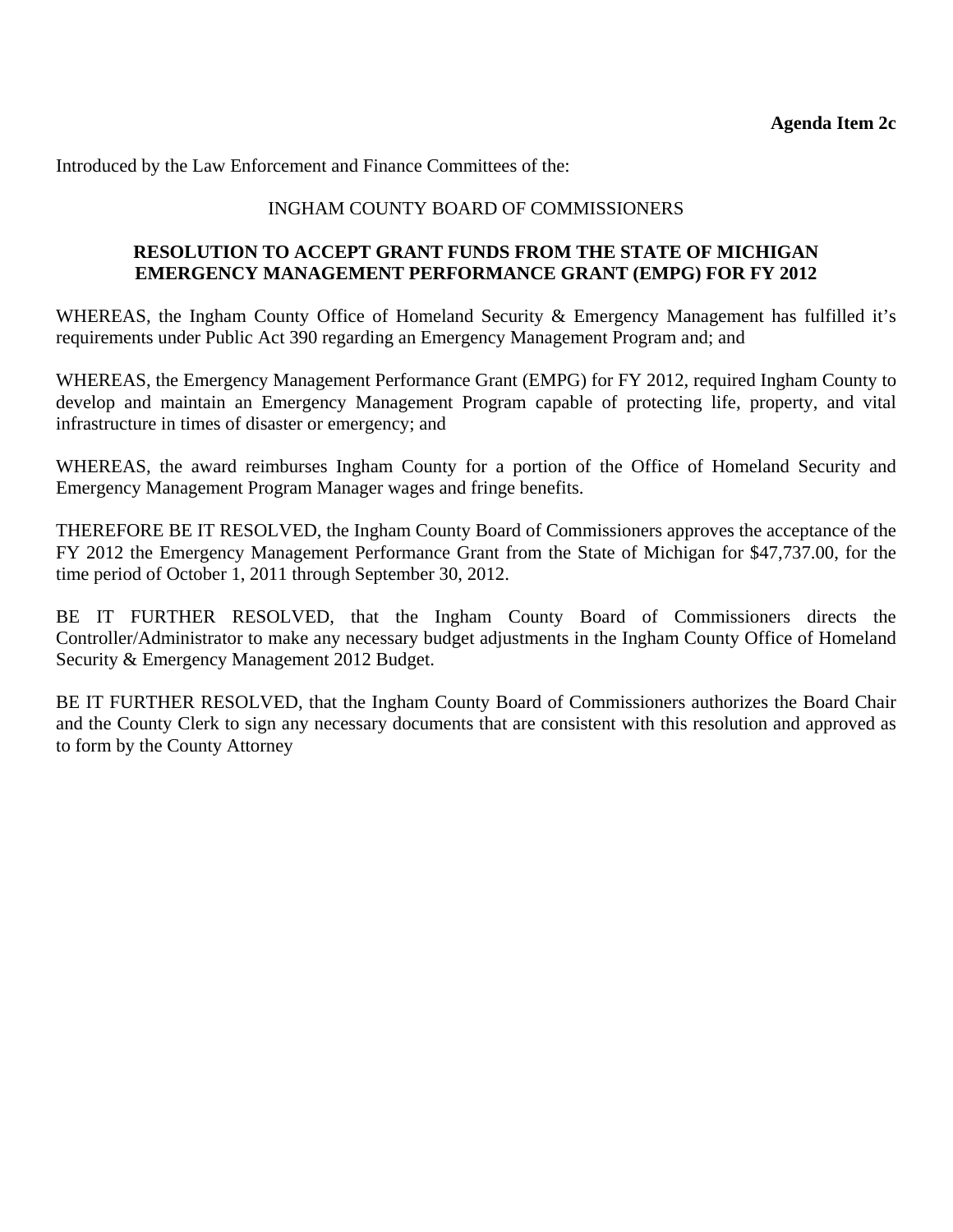**Agenda Item 2c**

Introduced by the Law Enforcement and Finance Committees of the:

INGHAM COUNTY BOARD OF COMMISSIONERS

**RESOLUTION TO ACCEPT GRANT FUNDS FROM THE STATE OF MICHIGAN EMERGENCY MANAGEMENT PERFORMANCE GRANT (EMPG) FOR FY 2012**

WHEREAS, the Ingham County Office of Homeland Security & Emergency Management has fulfilled it's requirements under Public Act 390 regarding an Emergency Management Program and; and

WHEREAS, the Emergency Management Performance Grant (EMPG) for FY 2012, required Ingham County to develop and maintain an Emergency Management Program capable of protecting life, property, and vital infrastructure in times of disaster or emergency; and

WHEREAS, the award reimburses Ingham County for a portion of the Office of Homeland Security and Emergency Management Program Manager wages and fringe benefits.

THEREFORE BE IT RESOLVED, the Ingham County Board of Commissioners approves the acceptance of the FY 2012 the Emergency Management Performance Grant from the State of Michigan for $47,737.00, for the time period of October 1, 2011 through September 30, 2012.

BE IT FURTHER RESOLVED, that the Ingham County Board of Commissioners directs the Controller/Administrator to make any necessary budget adjustments in the Ingham County Office of Homeland Security & Emergency Management 2012 Budget.

BE IT FURTHER RESOLVED, that the Ingham County Board of Commissioners authorizes the Board Chair and the County Clerk to sign any necessary documents that are consistent with this resolution and approved as to form by the County Attorney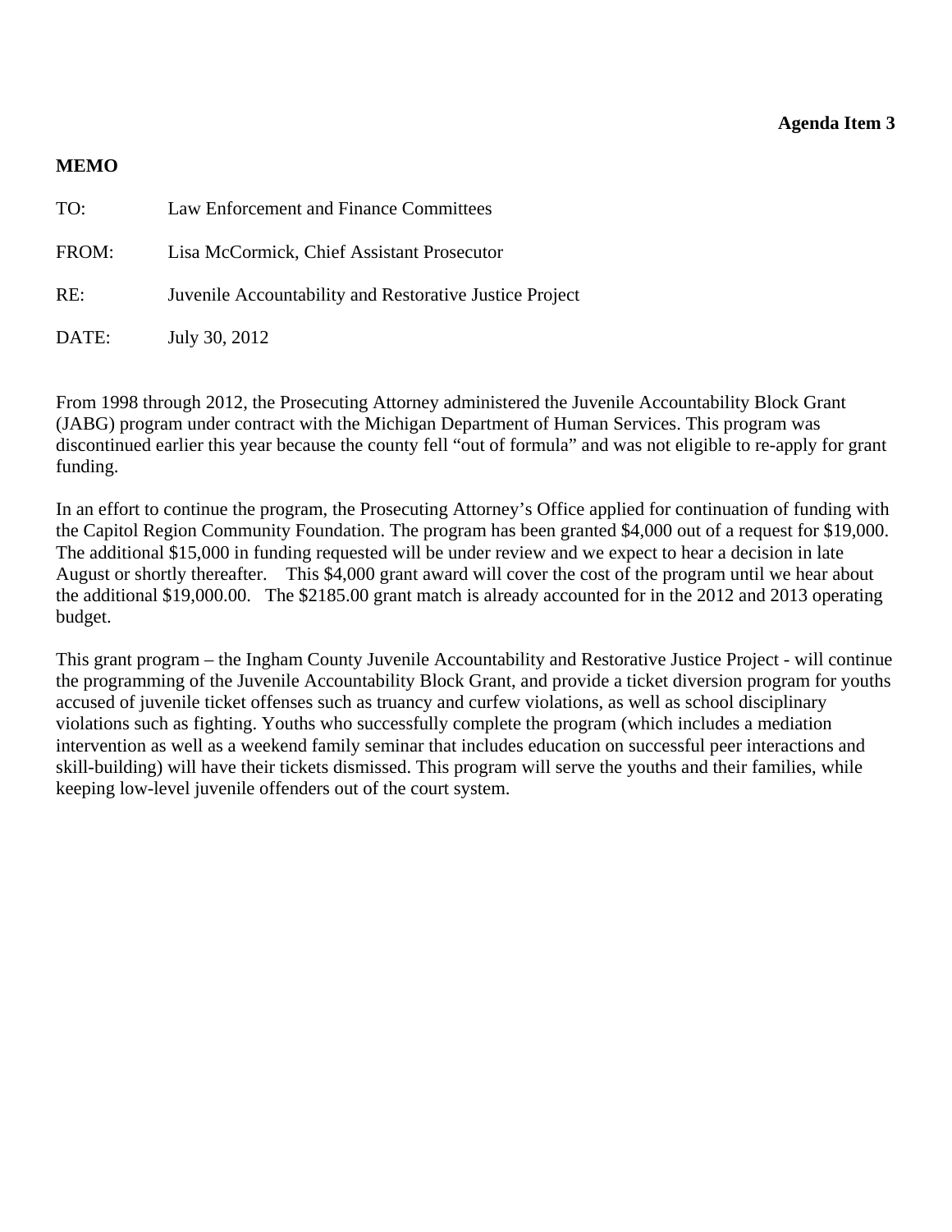**Agenda Item 3**

**MEMO**

TO: Law Enforcement and Finance Committees

FROM: Lisa McCormick, Chief Assistant Prosecutor

RE: Juvenile Accountability and Restorative Justice Project

DATE: July 30, 2012

From 1998 through 2012, the Prosecuting Attorney administered the Juvenile Accountability Block Grant (JABG) program under contract with the Michigan Department of Human Services. This program was discontinued earlier this year because the county fell “out of formula” and was not eligible to re-apply for grant funding.

In an effort to continue the program, the Prosecuting Attorney’s Office applied for continuation of funding with the Capitol Region Community Foundation. The program has been granted $4,000 out of a request for $19,000. The additional $15,000 in funding requested will be under review and we expect to hear a decision in late August or shortly thereafter. This $4,000 grant award will cover the cost of the program until we hear about the additional $19,000.00. The $2185.00 grant match is already accounted for in the 2012 and 2013 operating budget.

This grant program – the Ingham County Juvenile Accountability and Restorative Justice Project - will continue the programming of the Juvenile Accountability Block Grant, and provide a ticket diversion program for youths accused of juvenile ticket offenses such as truancy and curfew violations, as well as school disciplinary violations such as fighting. Youths who successfully complete the program (which includes a mediation intervention as well as a weekend family seminar that includes education on successful peer interactions and skill-building) will have their tickets dismissed. This program will serve the youths and their families, while keeping low-level juvenile offenders out of the court system.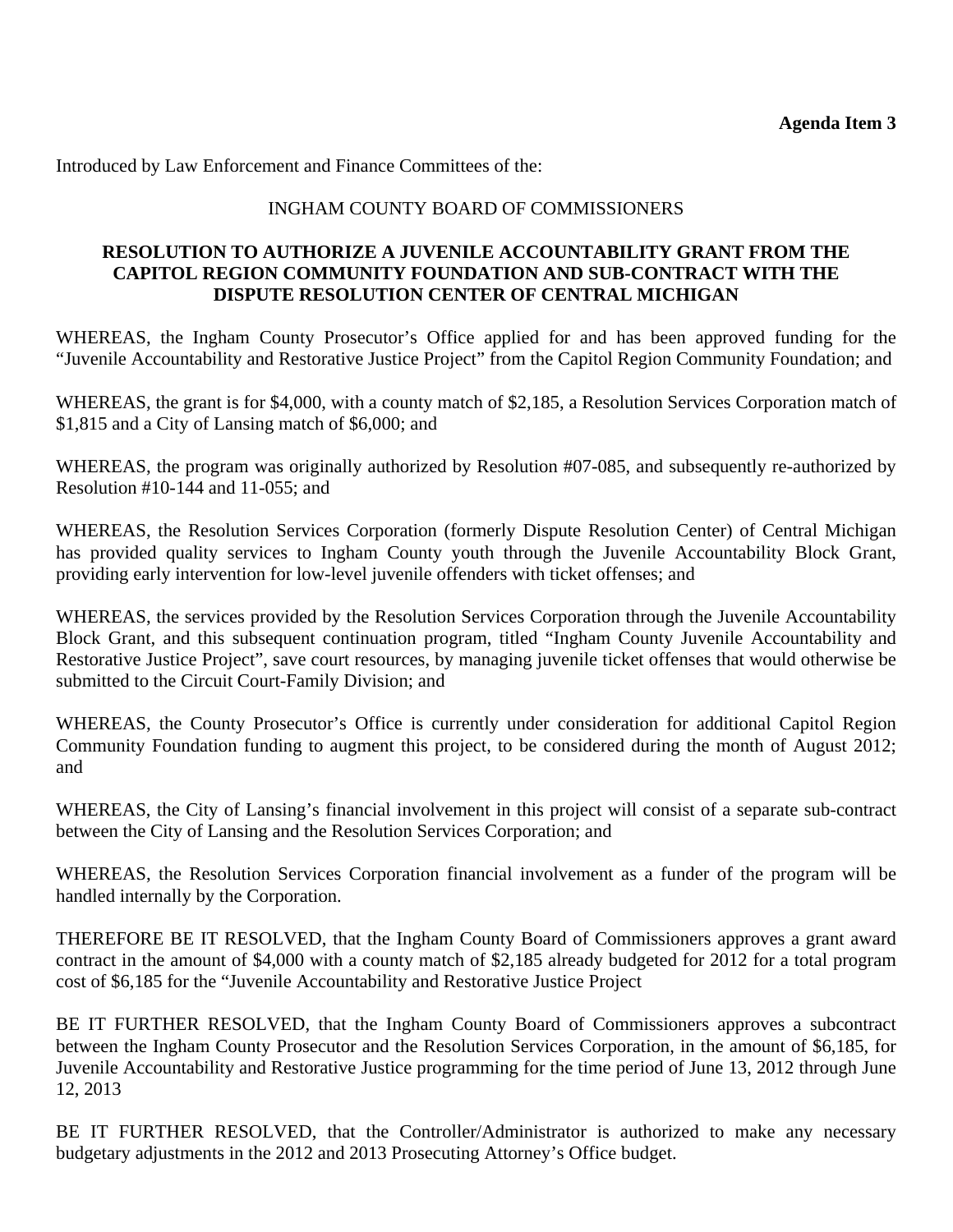**Agenda Item 3**

Introduced by Law Enforcement and Finance Committees of the:

INGHAM COUNTY BOARD OF COMMISSIONERS

**RESOLUTION TO AUTHORIZE A JUVENILE ACCOUNTABILITY GRANT FROM THE CAPITOL REGION COMMUNITY FOUNDATION AND SUB-CONTRACT WITH THE DISPUTE RESOLUTION CENTER OF CENTRAL MICHIGAN**

WHEREAS, the Ingham County Prosecutor's Office applied for and has been approved funding for the "Juvenile Accountability and Restorative Justice Project" from the Capitol Region Community Foundation; and

WHEREAS, the grant is for $4,000, with a county match of $2,185, a Resolution Services Corporation match of $1,815 and a City of Lansing match of $6,000; and

WHEREAS, the program was originally authorized by Resolution #07-085, and subsequently re-authorized by Resolution #10-144 and 11-055; and

WHEREAS, the Resolution Services Corporation (formerly Dispute Resolution Center) of Central Michigan has provided quality services to Ingham County youth through the Juvenile Accountability Block Grant, providing early intervention for low-level juvenile offenders with ticket offenses; and

WHEREAS, the services provided by the Resolution Services Corporation through the Juvenile Accountability Block Grant, and this subsequent continuation program, titled "Ingham County Juvenile Accountability and Restorative Justice Project", save court resources, by managing juvenile ticket offenses that would otherwise be submitted to the Circuit Court-Family Division; and

WHEREAS, the County Prosecutor's Office is currently under consideration for additional Capitol Region Community Foundation funding to augment this project, to be considered during the month of August 2012; and

WHEREAS, the City of Lansing's financial involvement in this project will consist of a separate sub-contract between the City of Lansing and the Resolution Services Corporation; and

WHEREAS, the Resolution Services Corporation financial involvement as a funder of the program will be handled internally by the Corporation.

THEREFORE BE IT RESOLVED, that the Ingham County Board of Commissioners approves a grant award contract in the amount of $4,000 with a county match of $2,185 already budgeted for 2012 for a total program cost of $6,185 for the "Juvenile Accountability and Restorative Justice Project

BE IT FURTHER RESOLVED, that the Ingham County Board of Commissioners approves a subcontract between the Ingham County Prosecutor and the Resolution Services Corporation, in the amount of $6,185, for Juvenile Accountability and Restorative Justice programming for the time period of June 13, 2012 through June 12, 2013

BE IT FURTHER RESOLVED, that the Controller/Administrator is authorized to make any necessary budgetary adjustments in the 2012 and 2013 Prosecuting Attorney's Office budget.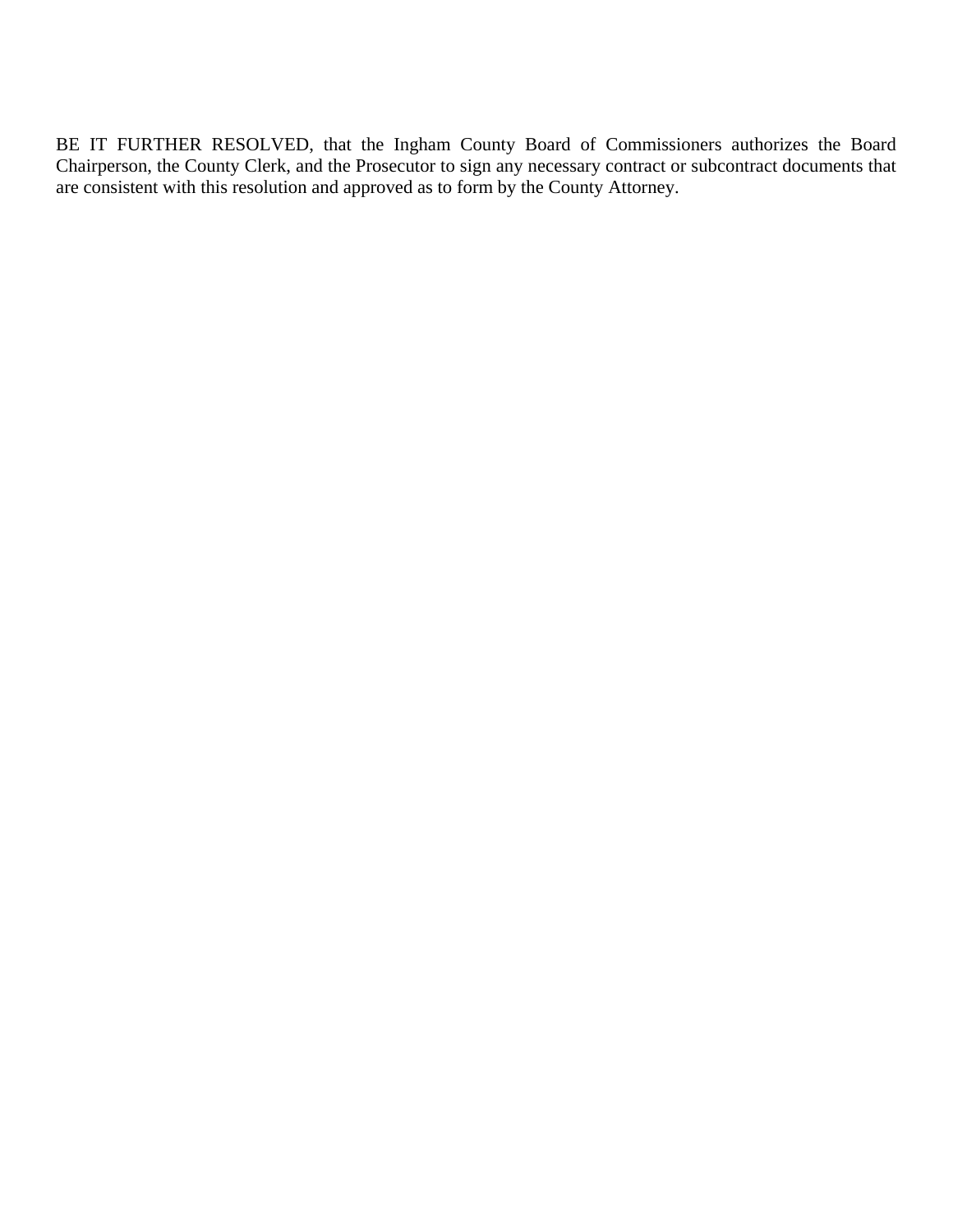BE IT FURTHER RESOLVED, that the Ingham County Board of Commissioners authorizes the Board Chairperson, the County Clerk, and the Prosecutor to sign any necessary contract or subcontract documents that are consistent with this resolution and approved as to form by the County Attorney.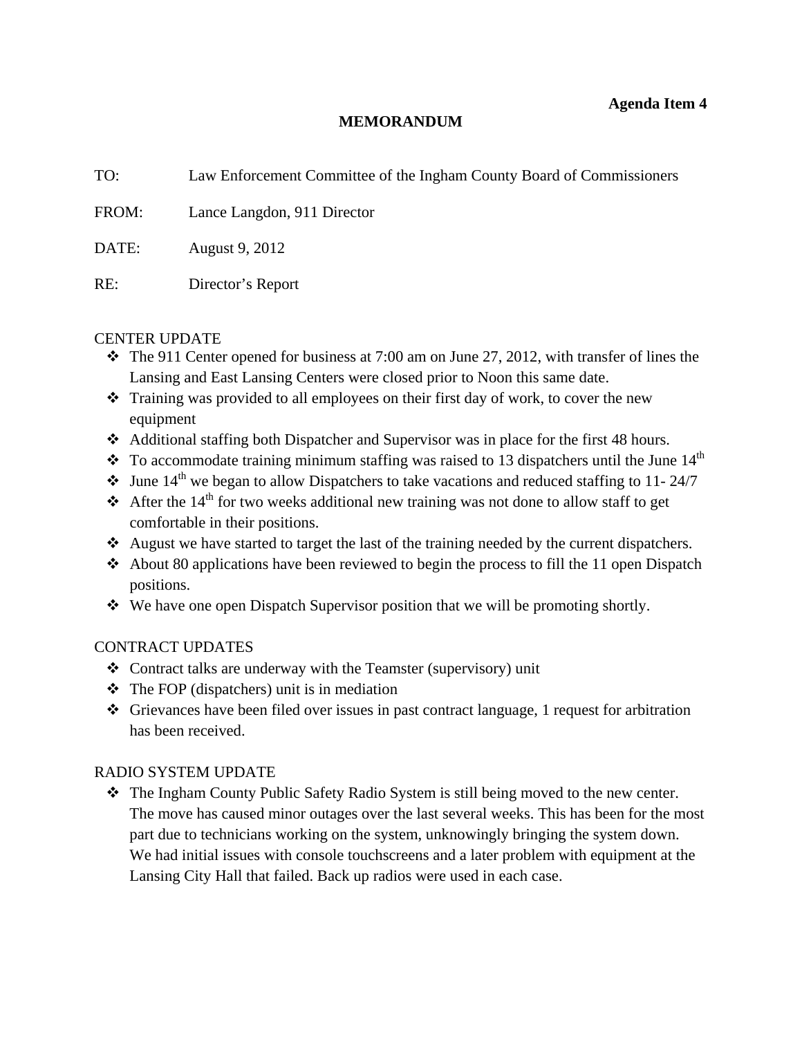**Agenda Item 4**

**MEMORANDUM**

TO: Law Enforcement Committee of the Ingham County Board of Commissioners

FROM: Lance Langdon, 911 Director

DATE: August 9, 2012

RE: Director's Report

CENTER UPDATE

- The 911 Center opened for business at 7:00 am on June 27, 2012, with transfer of lines the Lansing and East Lansing Centers were closed prior to Noon this same date.
- Training was provided to all employees on their first day of work, to cover the new equipment
- Additional staffing both Dispatcher and Supervisor was in place for the first 48 hours.
- To accommodate training minimum staffing was raised to 13 dispatchers until the June 14th
- June 14th we began to allow Dispatchers to take vacations and reduced staffing to 11- 24/7
- After the 14th for two weeks additional new training was not done to allow staff to get comfortable in their positions.
- August we have started to target the last of the training needed by the current dispatchers.
- About 80 applications have been reviewed to begin the process to fill the 11 open Dispatch positions.
- We have one open Dispatch Supervisor position that we will be promoting shortly.

CONTRACT UPDATES

- Contract talks are underway with the Teamster (supervisory) unit
- The FOP (dispatchers) unit is in mediation
- Grievances have been filed over issues in past contract language, 1 request for arbitration has been received.

RADIO SYSTEM UPDATE

- The Ingham County Public Safety Radio System is still being moved to the new center. The move has caused minor outages over the last several weeks. This has been for the most part due to technicians working on the system, unknowingly bringing the system down. We had initial issues with console touchscreens and a later problem with equipment at the Lansing City Hall that failed. Back up radios were used in each case.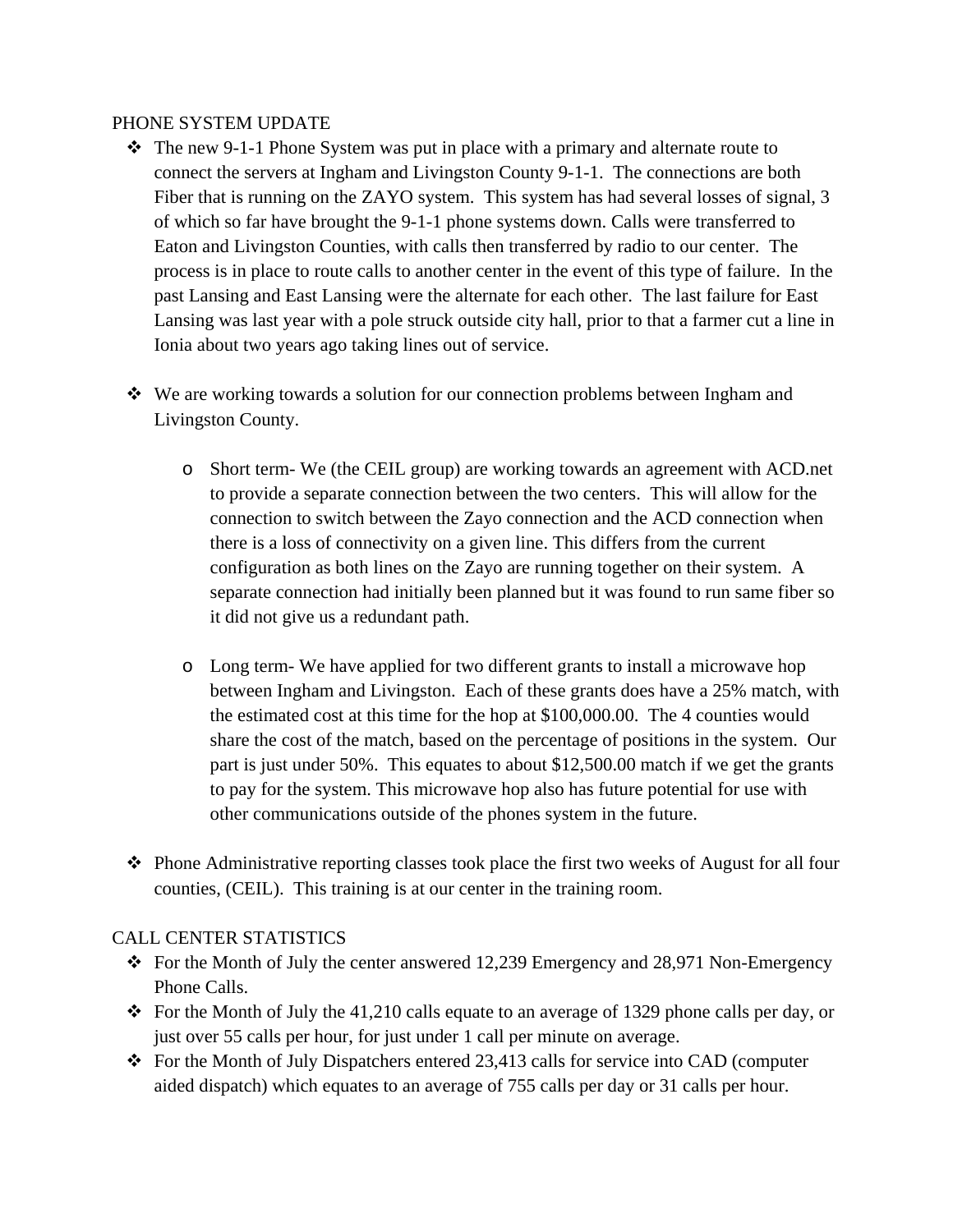PHONE SYSTEM UPDATE

- The new 9-1-1 Phone System was put in place with a primary and alternate route to connect the servers at Ingham and Livingston County 9-1-1. The connections are both Fiber that is running on the ZAYO system. This system has had several losses of signal, 3 of which so far have brought the 9-1-1 phone systems down. Calls were transferred to Eaton and Livingston Counties, with calls then transferred by radio to our center. The process is in place to route calls to another center in the event of this type of failure. In the past Lansing and East Lansing were the alternate for each other. The last failure for East Lansing was last year with a pole struck outside city hall, prior to that a farmer cut a line in Ionia about two years ago taking lines out of service.

- We are working towards a solution for our connection problems between Ingham and Livingston County.

  - Short term- We (the CEIL group) are working towards an agreement with ACD.net to provide a separate connection between the two centers. This will allow for the connection to switch between the Zayo connection and the ACD connection when there is a loss of connectivity on a given line. This differs from the current configuration as both lines on the Zayo are running together on their system. A separate connection had initially been planned but it was found to run same fiber so it did not give us a redundant path.

  - Long term- We have applied for two different grants to install a microwave hop between Ingham and Livingston. Each of these grants does have a 25% match, with the estimated cost at this time for the hop at $100,000.00. The 4 counties would share the cost of the match, based on the percentage of positions in the system. Our part is just under 50%. This equates to about $12,500.00 match if we get the grants to pay for the system. This microwave hop also has future potential for use with other communications outside of the phones system in the future.

- Phone Administrative reporting classes took place the first two weeks of August for all four counties, (CEIL). This training is at our center in the training room.

CALL CENTER STATISTICS

- For the Month of July the center answered 12,239 Emergency and 28,971 Non-Emergency Phone Calls.
- For the Month of July the 41,210 calls equate to an average of 1329 phone calls per day, or just over 55 calls per hour, for just under 1 call per minute on average.
- For the Month of July Dispatchers entered 23,413 calls for service into CAD (computer aided dispatch) which equates to an average of 755 calls per day or 31 calls per hour.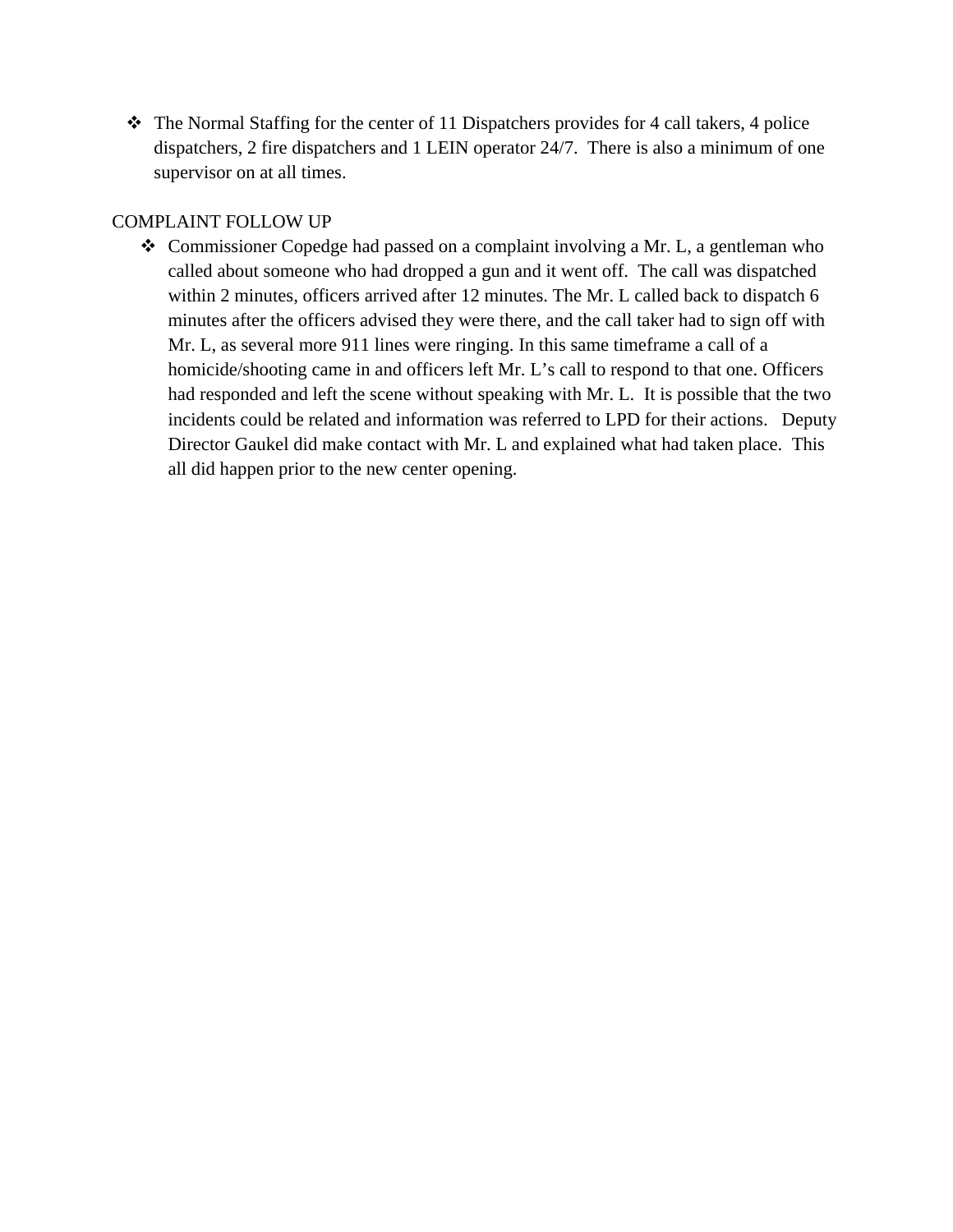- The Normal Staffing for the center of 11 Dispatchers provides for 4 call takers, 4 police dispatchers, 2 fire dispatchers and 1 LEIN operator 24/7. There is also a minimum of one supervisor on at all times.

COMPLAINT FOLLOW UP

- Commissioner Copedge had passed on a complaint involving a Mr. L, a gentleman who called about someone who had dropped a gun and it went off. The call was dispatched within 2 minutes, officers arrived after 12 minutes. The Mr. L called back to dispatch 6 minutes after the officers advised they were there, and the call taker had to sign off with Mr. L, as several more 911 lines were ringing. In this same timeframe a call of a homicide/shooting came in and officers left Mr. L's call to respond to that one. Officers had responded and left the scene without speaking with Mr. L. It is possible that the two incidents could be related and information was referred to LPD for their actions. Deputy Director Gaukel did make contact with Mr. L and explained what had taken place. This all did happen prior to the new center opening.